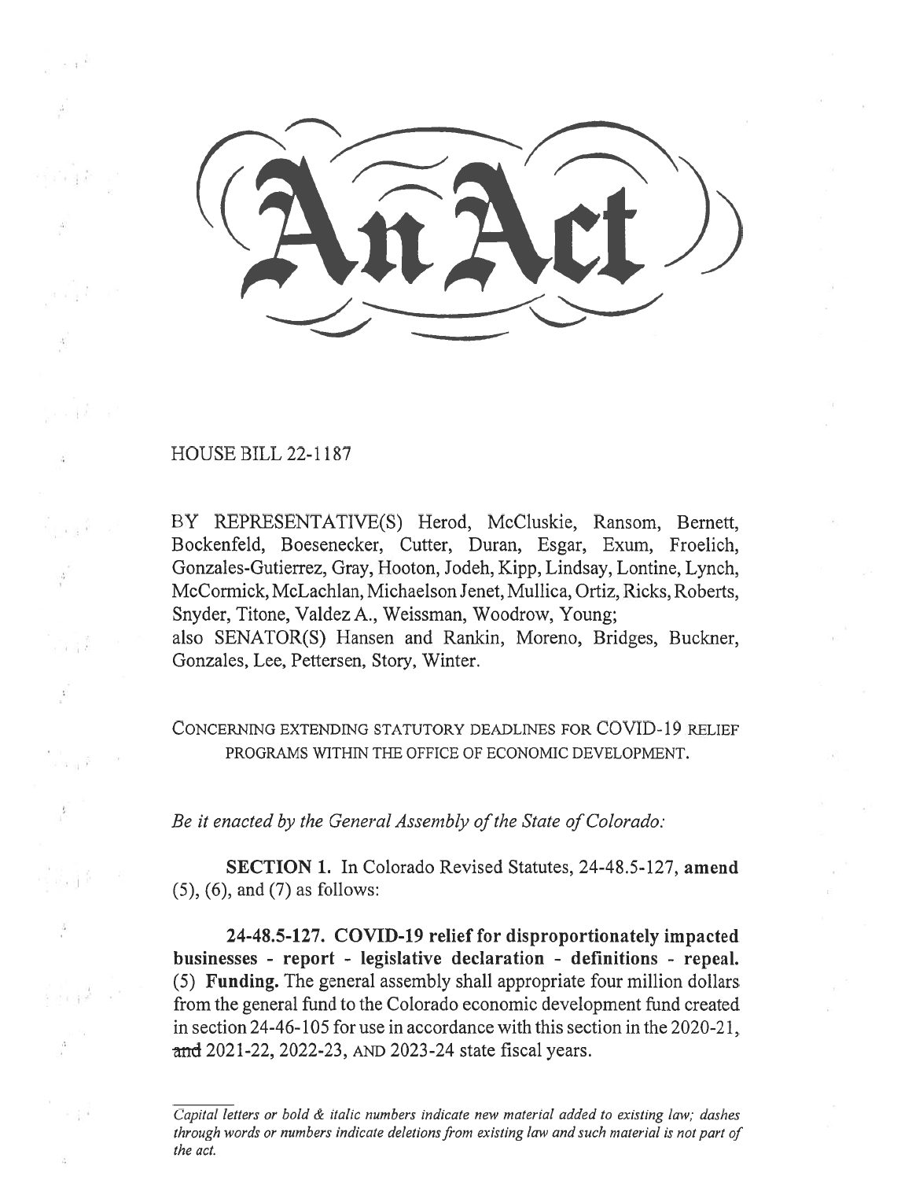# An Act

HOUSE BILL 22-1187

BY REPRESENTATIVE(S) Herod, McCluskie, Ransom, Bernett, Bockenfeld, Boesenecker, Cutter, Duran, Esgar, Exum, Froelich, Gonzales-Gutierrez, Gray, Hooton, Jodeh, Kipp, Lindsay, Lontine, Lynch, McCormick, McLachlan, Michaelson Jenet, Mullica, Ortiz, Ricks, Roberts, Snyder, Titone, Valdez A., Weissman, Woodrow, Young;
also SENATOR(S) Hansen and Rankin, Moreno, Bridges, Buckner, Gonzales, Lee, Pettersen, Story, Winter.

CONCERNING EXTENDING STATUTORY DEADLINES FOR COVID-19 RELIEF PROGRAMS WITHIN THE OFFICE OF ECONOMIC DEVELOPMENT.

*Be it enacted by the General Assembly of the State of Colorado:*

**SECTION 1.** In Colorado Revised Statutes, 24-48.5-127, **amend** (5), (6), and (7) as follows:

**24-48.5-127. COVID-19 relief for disproportionately impacted businesses - report - legislative declaration - definitions - repeal.** (5) **Funding.** The general assembly shall appropriate four million dollars from the general fund to the Colorado economic development fund created in section 24-46-105 for use in accordance with this section in the 2020-21, ~~and~~ 2021-22, 2022-23, AND 2023-24 state fiscal years.

*Capital letters or bold & italic numbers indicate new material added to existing law; dashes through words or numbers indicate deletions from existing law and such material is not part of the act.*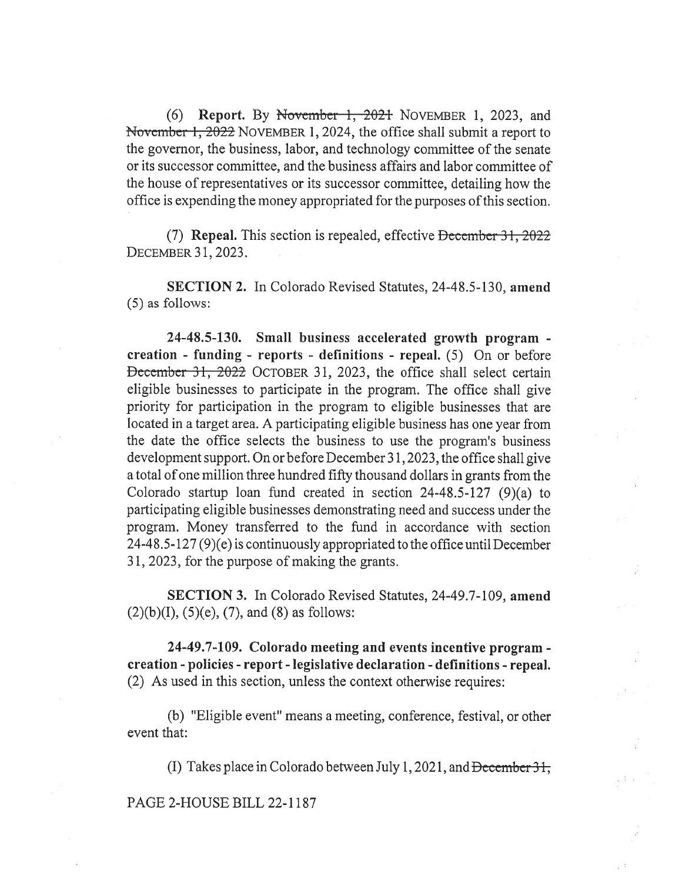(6) **Report.** By ~~November 1, 2021~~ NOVEMBER 1, 2023, and ~~November 1, 2022~~ NOVEMBER 1, 2024, the office shall submit a report to the governor, the business, labor, and technology committee of the senate or its successor committee, and the business affairs and labor committee of the house of representatives or its successor committee, detailing how the office is expending the money appropriated for the purposes of this section.

(7) **Repeal.** This section is repealed, effective ~~December 31, 2022~~ DECEMBER 31, 2023.

**SECTION 2.** In Colorado Revised Statutes, 24-48.5-130, **amend** (5) as follows:

**24-48.5-130. Small business accelerated growth program - creation - funding - reports - definitions - repeal.** (5) On or before ~~December 31, 2022~~ OCTOBER 31, 2023, the office shall select certain eligible businesses to participate in the program. The office shall give priority for participation in the program to eligible businesses that are located in a target area. A participating eligible business has one year from the date the office selects the business to use the program's business development support. On or before December 31, 2023, the office shall give a total of one million three hundred fifty thousand dollars in grants from the Colorado startup loan fund created in section 24-48.5-127 (9)(a) to participating eligible businesses demonstrating need and success under the program. Money transferred to the fund in accordance with section 24-48.5-127 (9)(e) is continuously appropriated to the office until December 31, 2023, for the purpose of making the grants.

**SECTION 3.** In Colorado Revised Statutes, 24-49.7-109, **amend** (2)(b)(I), (5)(e), (7), and (8) as follows:

**24-49.7-109. Colorado meeting and events incentive program - creation - policies - report - legislative declaration - definitions - repeal.** (2) As used in this section, unless the context otherwise requires:

(b) "Eligible event" means a meeting, conference, festival, or other event that:

(I) Takes place in Colorado between July 1, 2021, and ~~December 31,~~

PAGE 2-HOUSE BILL 22-1187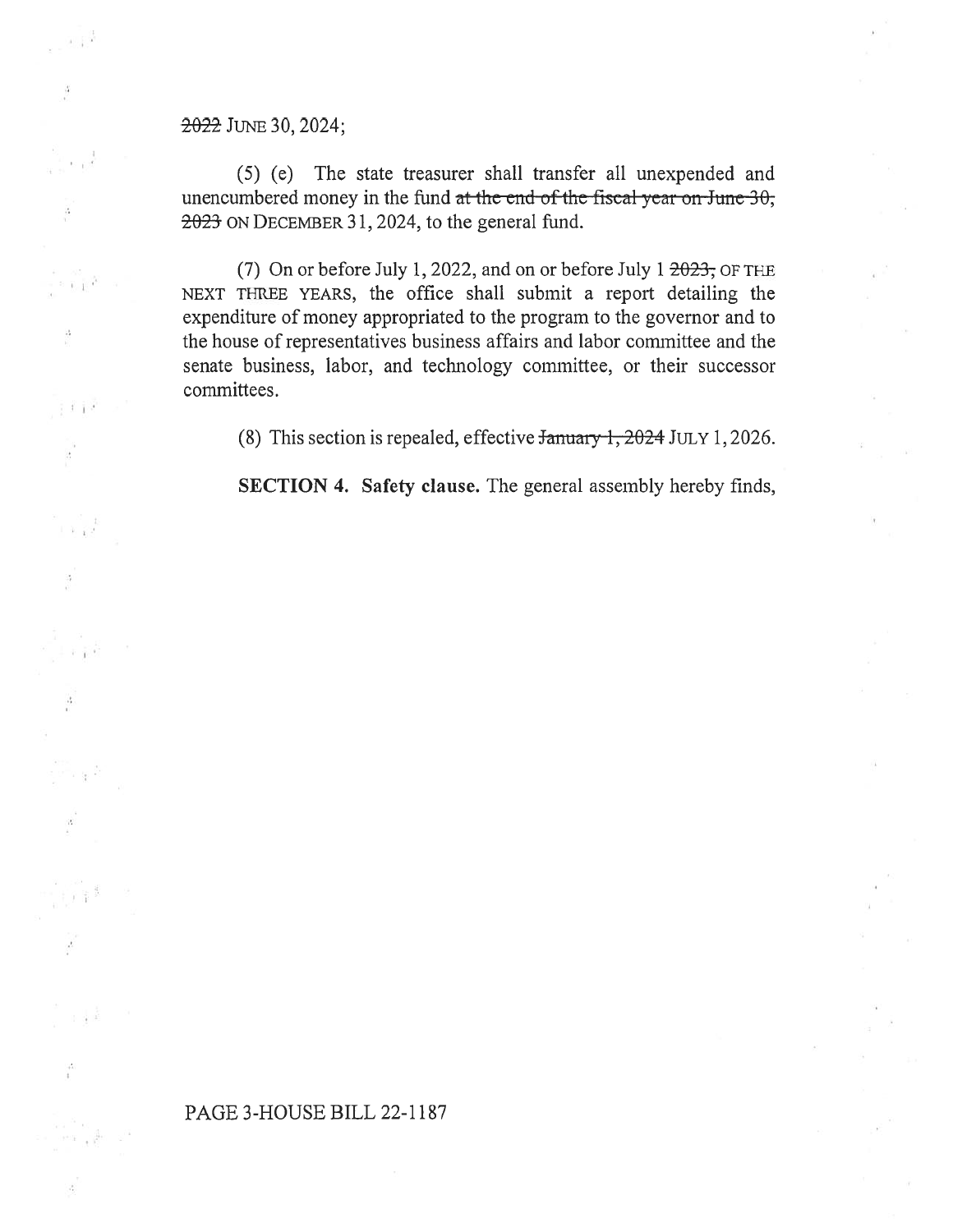~~2022~~ JUNE 30, 2024;

(5) (e) The state treasurer shall transfer all unexpended and unencumbered money in the fund ~~at the end of the fiscal year on June 30, 2023~~ ON DECEMBER 31, 2024, to the general fund.

(7) On or before July 1, 2022, and on or before July 1 ~~2023,~~ OF THE NEXT THREE YEARS, the office shall submit a report detailing the expenditure of money appropriated to the program to the governor and to the house of representatives business affairs and labor committee and the senate business, labor, and technology committee, or their successor committees.

(8) This section is repealed, effective ~~January 1, 2024~~ JULY 1, 2026.

**SECTION 4. Safety clause.** The general assembly hereby finds,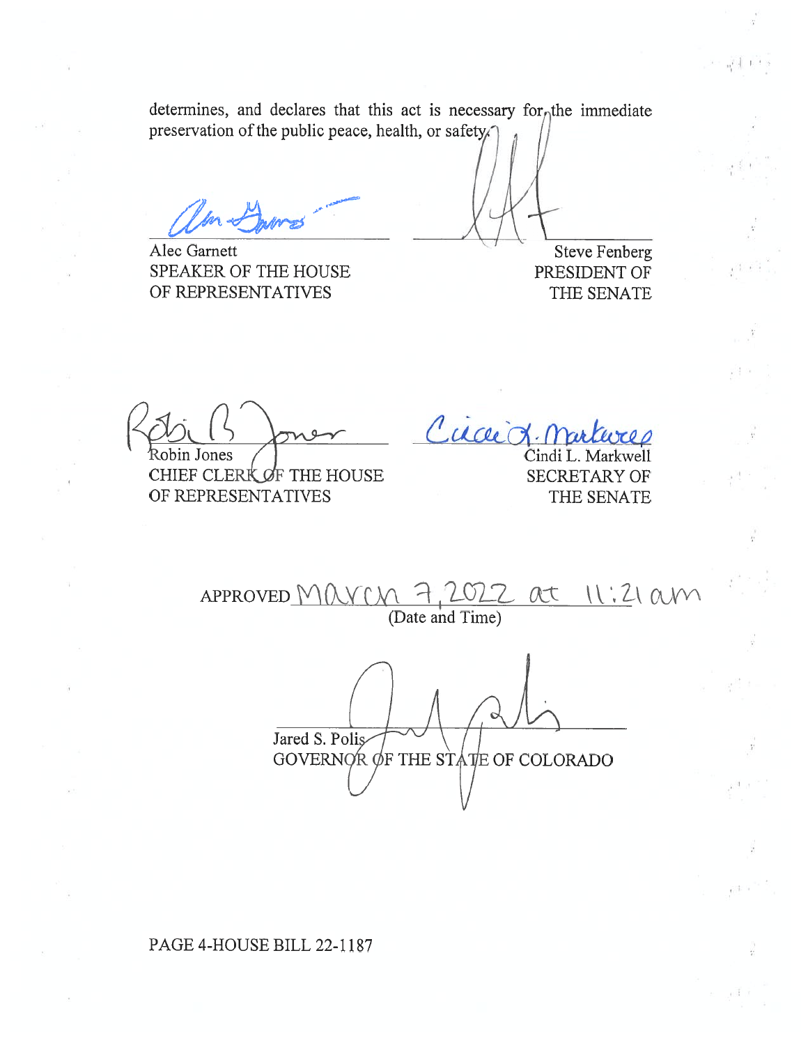determines, and declares that this act is necessary for the immediate preservation of the public peace, health, or safety.

Alec Garnett
SPEAKER OF THE HOUSE
OF REPRESENTATIVES

Steve Fenberg
PRESIDENT OF
THE SENATE

Robin Jones
CHIEF CLERK OF THE HOUSE
OF REPRESENTATIVES

Cindi L. Markwell
SECRETARY OF
THE SENATE

APPROVED March 7, 2022 at 11:21 am
(Date and Time)

Jared S. Polis
GOVERNOR OF THE STATE OF COLORADO

PAGE 4-HOUSE BILL 22-1187